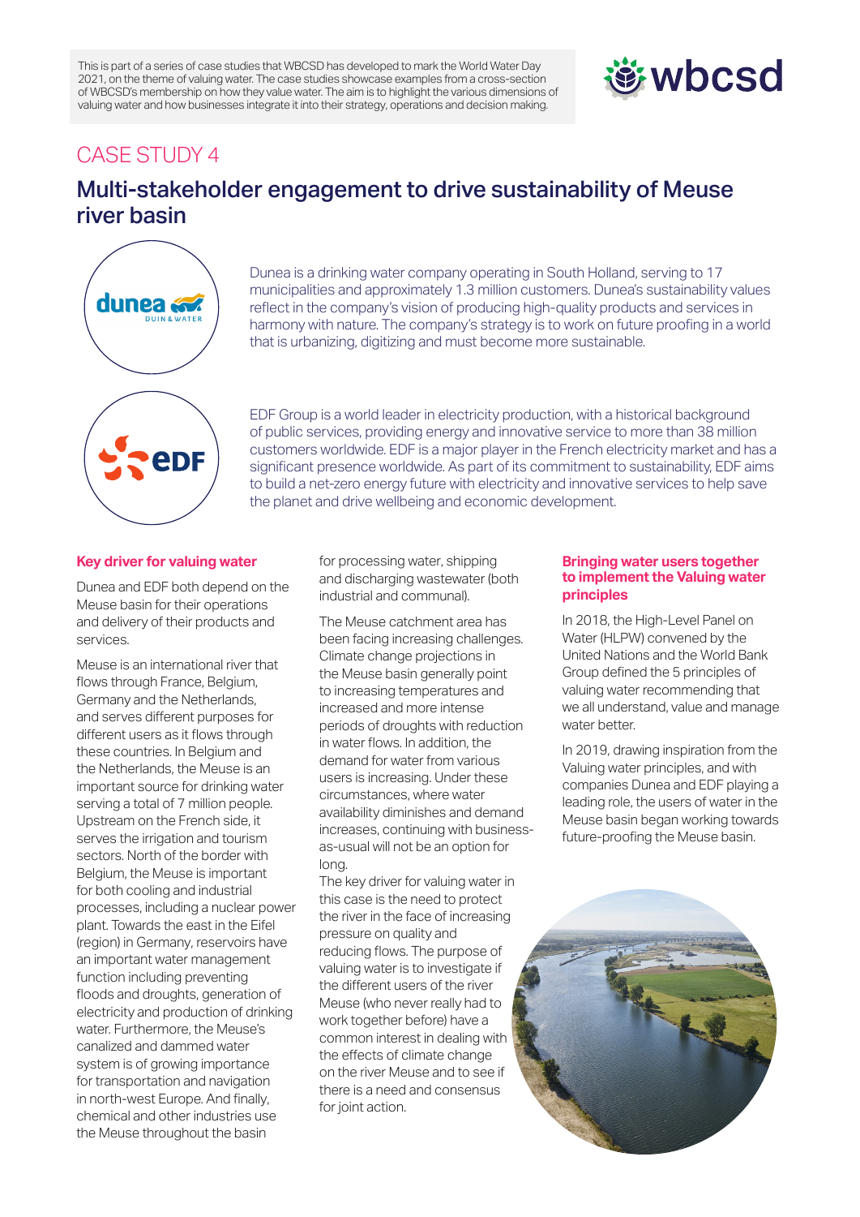This is part of a series of case studies that WBCSD has developed to mark the World Water Day 2021, on the theme of valuing water. The case studies showcase examples from a cross-section of WBCSD's membership on how they value water. The aim is to highlight the various dimensions of valuing water and how businesses integrate it into their strategy, operations and decision making.

CASE STUDY 4

# Multi-stakeholder engagement to drive sustainability of Meuse river basin

Dunea is a drinking water company operating in South Holland, serving to 17 municipalities and approximately 1.3 million customers. Dunea's sustainability values reflect in the company's vision of producing high-quality products and services in harmony with nature. The company's strategy is to work on future proofing in a world that is urbanizing, digitizing and must become more sustainable.

EDF Group is a world leader in electricity production, with a historical background of public services, providing energy and innovative service to more than 38 million customers worldwide. EDF is a major player in the French electricity market and has a significant presence worldwide. As part of its commitment to sustainability, EDF aims to build a net-zero energy future with electricity and innovative services to help save the planet and drive wellbeing and economic development.

### Key driver for valuing water

Dunea and EDF both depend on the Meuse basin for their operations and delivery of their products and services.

Meuse is an international river that flows through France, Belgium, Germany and the Netherlands, and serves different purposes for different users as it flows through these countries. In Belgium and the Netherlands, the Meuse is an important source for drinking water serving a total of 7 million people. Upstream on the French side, it serves the irrigation and tourism sectors. North of the border with Belgium, the Meuse is important for both cooling and industrial processes, including a nuclear power plant. Towards the east in the Eifel (region) in Germany, reservoirs have an important water management function including preventing floods and droughts, generation of electricity and production of drinking water. Furthermore, the Meuse's canalized and dammed water system is of growing importance for transportation and navigation in north-west Europe. And finally, chemical and other industries use the Meuse throughout the basin for processing water, shipping and discharging wastewater (both industrial and communal).

The Meuse catchment area has been facing increasing challenges. Climate change projections in the Meuse basin generally point to increasing temperatures and increased and more intense periods of droughts with reduction in water flows. In addition, the demand for water from various users is increasing. Under these circumstances, where water availability diminishes and demand increases, continuing with business-as-usual will not be an option for long.

The key driver for valuing water in this case is the need to protect the river in the face of increasing pressure on quality and reducing flows. The purpose of valuing water is to investigate if the different users of the river Meuse (who never really had to work together before) have a common interest in dealing with the effects of climate change on the river Meuse and to see if there is a need and consensus for joint action.

### Bringing water users together to implement the Valuing water principles

In 2018, the High-Level Panel on Water (HLPW) convened by the United Nations and the World Bank Group defined the 5 principles of valuing water recommending that we all understand, value and manage water better.

In 2019, drawing inspiration from the Valuing water principles, and with companies Dunea and EDF playing a leading role, the users of water in the Meuse basin began working towards future-proofing the Meuse basin.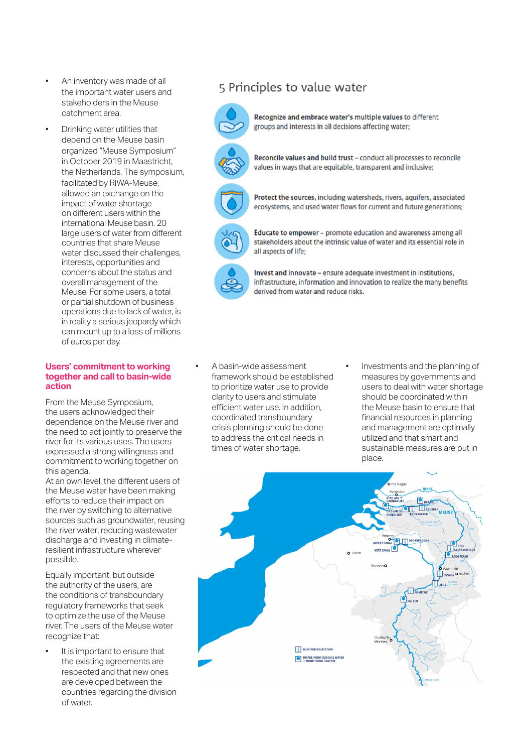- An inventory was made of all the important water users and stakeholders in the Meuse catchment area.
- Drinking water utilities that depend on the Meuse basin organized "Meuse Symposium" in October 2019 in Maastricht, the Netherlands. The symposium, facilitated by RIWA-Meuse, allowed an exchange on the impact of water shortage on different users within the international Meuse basin. 20 large users of water from different countries that share Meuse water discussed their challenges, interests, opportunities and concerns about the status and overall management of the Meuse. For some users, a total or partial shutdown of business operations due to lack of water, is in reality a serious jeopardy which can mount up to a loss of millions of euros per day.

## 5 Principles to value water

- **Recognize and embrace water's multiple values** to different groups and interests in all decisions affecting water;
- **Reconcile values and build trust** – conduct all processes to reconcile values in ways that are equitable, transparent and inclusive;
- **Protect the sources**, including watersheds, rivers, aquifers, associated ecosystems, and used water flows for current and future generations;
- **Educate to empower** – promote education and awareness among all stakeholders about the intrinsic value of water and its essential role in all aspects of life;
- **Invest and innovate** – ensure adequate investment in institutions, infrastructure, information and innovation to realize the many benefits derived from water and reduce risks.

## Users' commitment to working together and call to basin-wide action

From the Meuse Symposium, the users acknowledged their dependence on the Meuse river and the need to act jointly to preserve the river for its various uses. The users expressed a strong willingness and commitment to working together on this agenda.

At an own level, the different users of the Meuse water have been making efforts to reduce their impact on the river by switching to alternative sources such as groundwater, reusing the river water, reducing wastewater discharge and investing in climate-resilient infrastructure wherever possible.

Equally important, but outside the authority of the users, are the conditions of transboundary regulatory frameworks that seek to optimize the use of the Meuse river. The users of the Meuse water recognize that:

- It is important to ensure that the existing agreements are respected and that new ones are developed between the countries regarding the division of water.
- A basin-wide assessment framework should be established to prioritize water use to provide clarity to users and stimulate efficient water use. In addition, coordinated transboundary crisis planning should be done to address the critical needs in times of water shortage.
- Investments and the planning of measures by governments and users to deal with water shortage should be coordinated within the Meuse basin to ensure that financial resources in planning and management are optimally utilized and that smart and sustainable measures are put in place.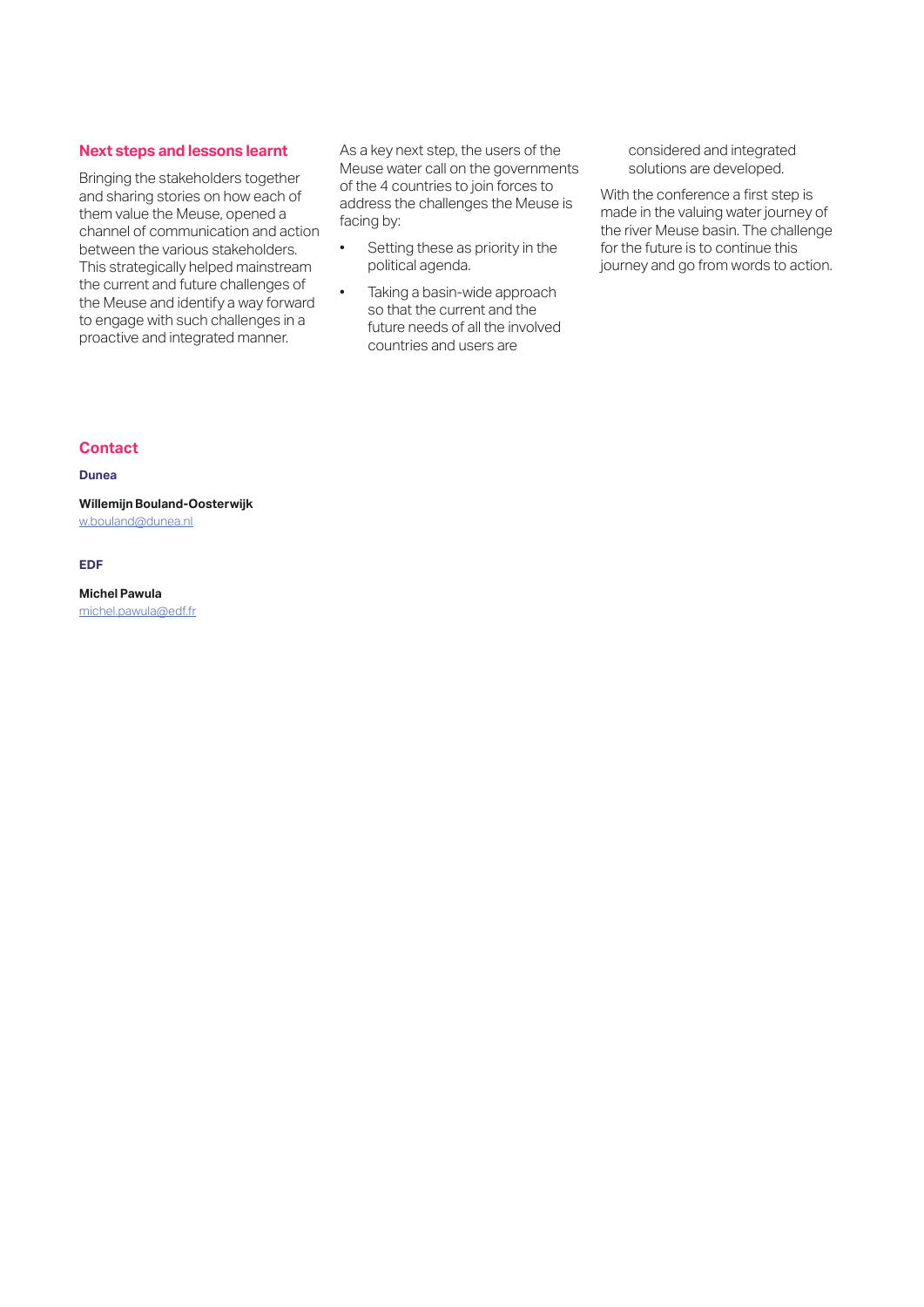## Next steps and lessons learnt

Bringing the stakeholders together and sharing stories on how each of them value the Meuse, opened a channel of communication and action between the various stakeholders. This strategically helped mainstream the current and future challenges of the Meuse and identify a way forward to engage with such challenges in a proactive and integrated manner.

As a key next step, the users of the Meuse water call on the governments of the 4 countries to join forces to address the challenges the Meuse is facing by:

- Setting these as priority in the political agenda.
- Taking a basin-wide approach so that the current and the future needs of all the involved countries and users are considered and integrated solutions are developed.

With the conference a first step is made in the valuing water journey of the river Meuse basin. The challenge for the future is to continue this journey and go from words to action.

## Contact

**Dunea**

**Willemijn Bouland-Oosterwijk**
w.bouland@dunea.nl

**EDF**

**Michel Pawula**
michel.pawula@edf.fr